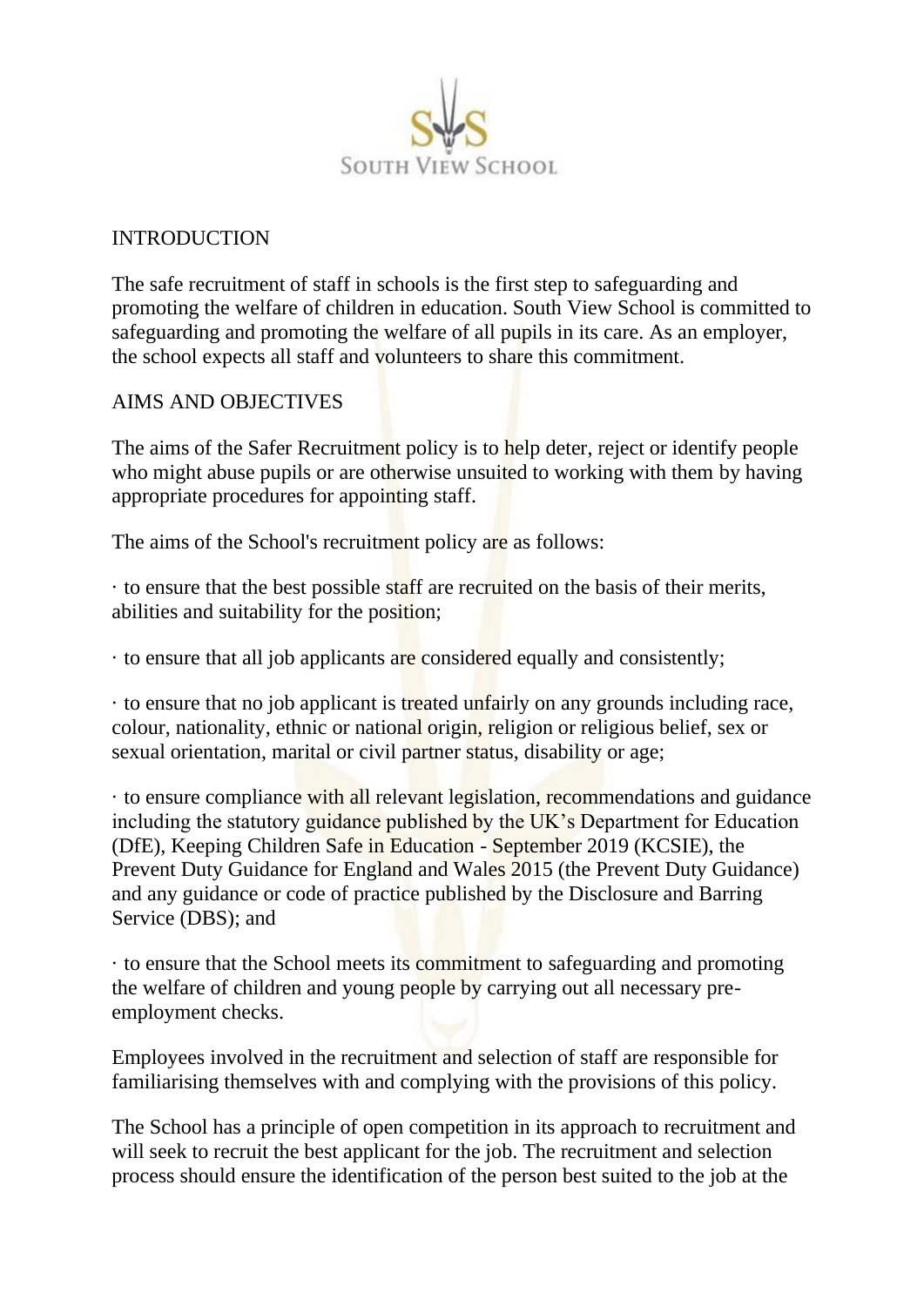## INTRODUCTION

The safe recruitment of staff in schools is the first step to safeguarding and promoting the welfare of children in education. South View School is committed to safeguarding and promoting the welfare of all pupils in its care. As an employer, the school expects all staff and volunteers to share this commitment.

## AIMS AND OBJECTIVES

The aims of the Safer Recruitment policy is to help deter, reject or identify people who might abuse pupils or are otherwise unsuited to working with them by having appropriate procedures for appointing staff.

The aims of the School's recruitment policy are as follows:

· to ensure that the best possible staff are recruited on the basis of their merits, abilities and suitability for the position;

· to ensure that all job applicants are considered equally and consistently;

· to ensure that no job applicant is treated unfairly on any grounds including race, colour, nationality, ethnic or national origin, religion or religious belief, sex or sexual orientation, marital or civil partner status, disability or age;

· to ensure compliance with all relevant legislation, recommendations and guidance including the statutory guidance published by the UK's Department for Education (DfE), Keeping Children Safe in Education - September 2019 (KCSIE), the Prevent Duty Guidance for England and Wales 2015 (the Prevent Duty Guidance) and any guidance or code of practice published by the Disclosure and Barring Service (DBS); and

· to ensure that the School meets its commitment to safeguarding and promoting the welfare of children and young people by carrying out all necessary pre-employment checks.

Employees involved in the recruitment and selection of staff are responsible for familiarising themselves with and complying with the provisions of this policy.

The School has a principle of open competition in its approach to recruitment and will seek to recruit the best applicant for the job. The recruitment and selection process should ensure the identification of the person best suited to the job at the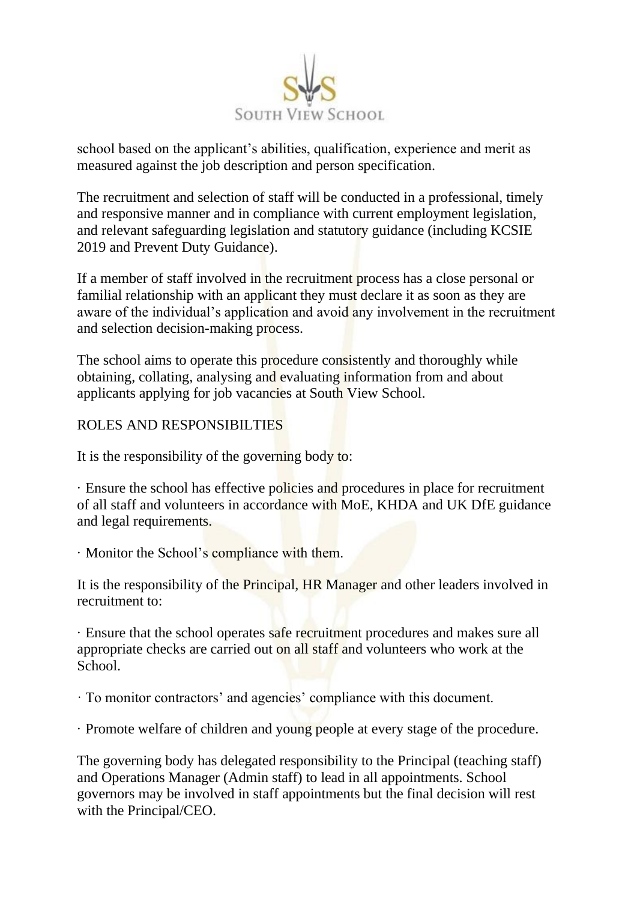school based on the applicant's abilities, qualification, experience and merit as measured against the job description and person specification.

The recruitment and selection of staff will be conducted in a professional, timely and responsive manner and in compliance with current employment legislation, and relevant safeguarding legislation and statutory guidance (including KCSIE 2019 and Prevent Duty Guidance).

If a member of staff involved in the recruitment process has a close personal or familial relationship with an applicant they must declare it as soon as they are aware of the individual's application and avoid any involvement in the recruitment and selection decision-making process.

The school aims to operate this procedure consistently and thoroughly while obtaining, collating, analysing and evaluating information from and about applicants applying for job vacancies at South View School.

## ROLES AND RESPONSIBILTIES

It is the responsibility of the governing body to:

· Ensure the school has effective policies and procedures in place for recruitment of all staff and volunteers in accordance with MoE, KHDA and UK DfE guidance and legal requirements.

· Monitor the School's compliance with them.

It is the responsibility of the Principal, HR Manager and other leaders involved in recruitment to:

· Ensure that the school operates safe recruitment procedures and makes sure all appropriate checks are carried out on all staff and volunteers who work at the School.

· To monitor contractors' and agencies' compliance with this document.

· Promote welfare of children and young people at every stage of the procedure.

The governing body has delegated responsibility to the Principal (teaching staff) and Operations Manager (Admin staff) to lead in all appointments. School governors may be involved in staff appointments but the final decision will rest with the Principal/CEO.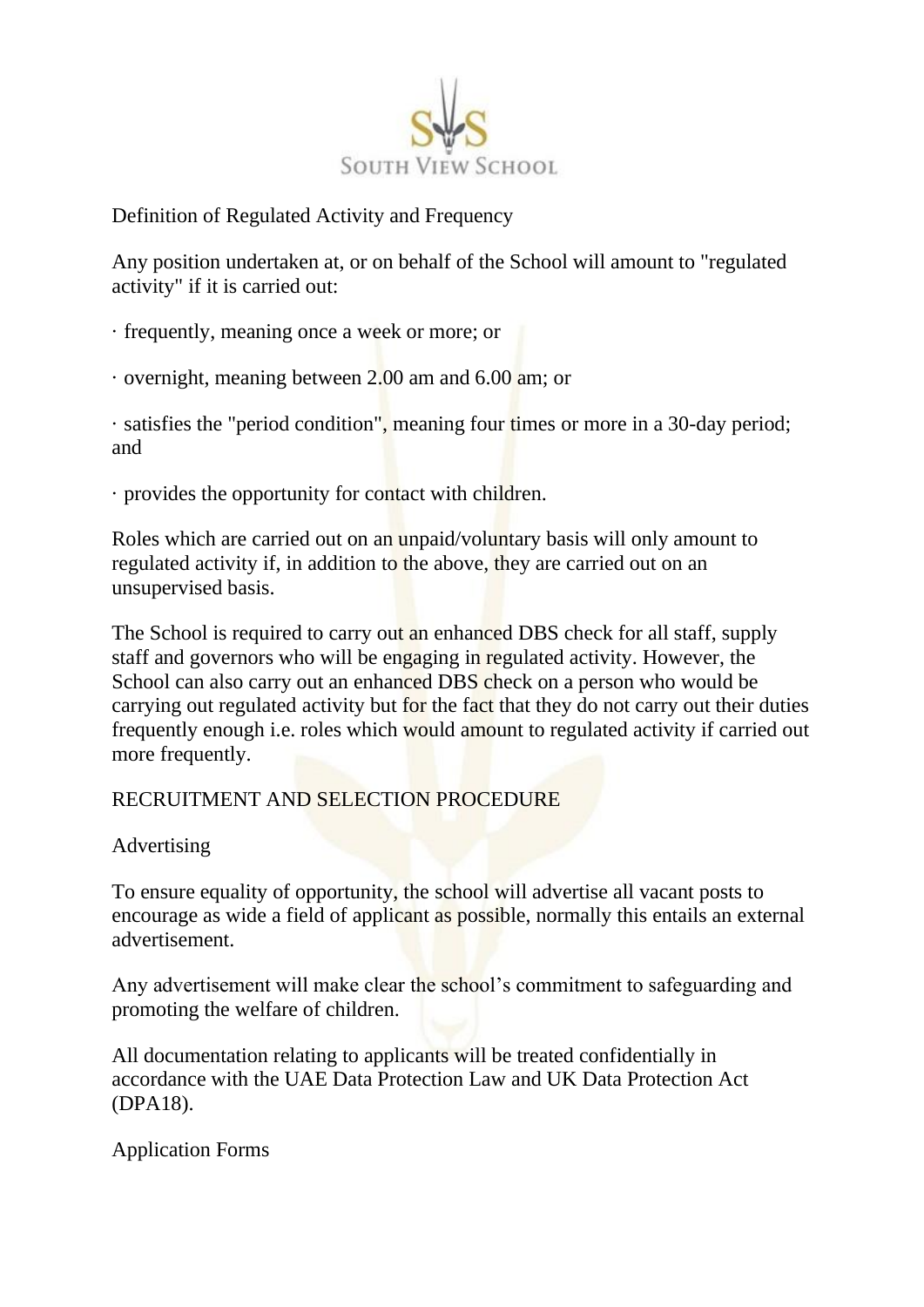## Definition of Regulated Activity and Frequency

Any position undertaken at, or on behalf of the School will amount to "regulated activity" if it is carried out:

· frequently, meaning once a week or more; or

· overnight, meaning between 2.00 am and 6.00 am; or

· satisfies the "period condition", meaning four times or more in a 30-day period; and

· provides the opportunity for contact with children.

Roles which are carried out on an unpaid/voluntary basis will only amount to regulated activity if, in addition to the above, they are carried out on an unsupervised basis.

The School is required to carry out an enhanced DBS check for all staff, supply staff and governors who will be engaging in regulated activity. However, the School can also carry out an enhanced DBS check on a person who would be carrying out regulated activity but for the fact that they do not carry out their duties frequently enough i.e. roles which would amount to regulated activity if carried out more frequently.

## RECRUITMENT AND SELECTION PROCEDURE

### Advertising

To ensure equality of opportunity, the school will advertise all vacant posts to encourage as wide a field of applicant as possible, normally this entails an external advertisement.

Any advertisement will make clear the school's commitment to safeguarding and promoting the welfare of children.

All documentation relating to applicants will be treated confidentially in accordance with the UAE Data Protection Law and UK Data Protection Act (DPA18).

### Application Forms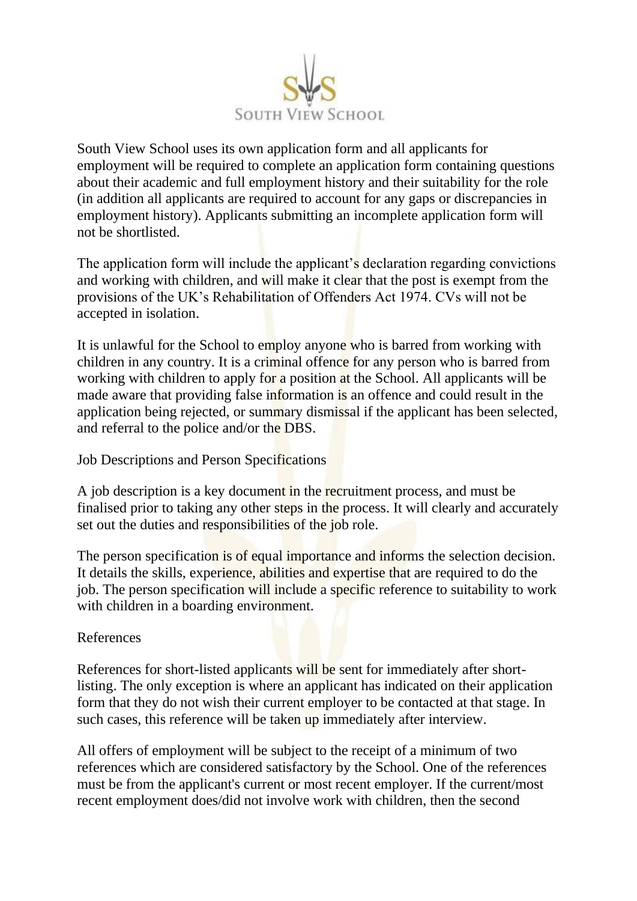South View School uses its own application form and all applicants for employment will be required to complete an application form containing questions about their academic and full employment history and their suitability for the role (in addition all applicants are required to account for any gaps or discrepancies in employment history). Applicants submitting an incomplete application form will not be shortlisted.

The application form will include the applicant's declaration regarding convictions and working with children, and will make it clear that the post is exempt from the provisions of the UK's Rehabilitation of Offenders Act 1974. CVs will not be accepted in isolation.

It is unlawful for the School to employ anyone who is barred from working with children in any country. It is a criminal offence for any person who is barred from working with children to apply for a position at the School. All applicants will be made aware that providing false information is an offence and could result in the application being rejected, or summary dismissal if the applicant has been selected, and referral to the police and/or the DBS.

## Job Descriptions and Person Specifications

A job description is a key document in the recruitment process, and must be finalised prior to taking any other steps in the process. It will clearly and accurately set out the duties and responsibilities of the job role.

The person specification is of equal importance and informs the selection decision. It details the skills, experience, abilities and expertise that are required to do the job. The person specification will include a specific reference to suitability to work with children in a boarding environment.

## References

References for short-listed applicants will be sent for immediately after short-listing. The only exception is where an applicant has indicated on their application form that they do not wish their current employer to be contacted at that stage. In such cases, this reference will be taken up immediately after interview.

All offers of employment will be subject to the receipt of a minimum of two references which are considered satisfactory by the School. One of the references must be from the applicant's current or most recent employer. If the current/most recent employment does/did not involve work with children, then the second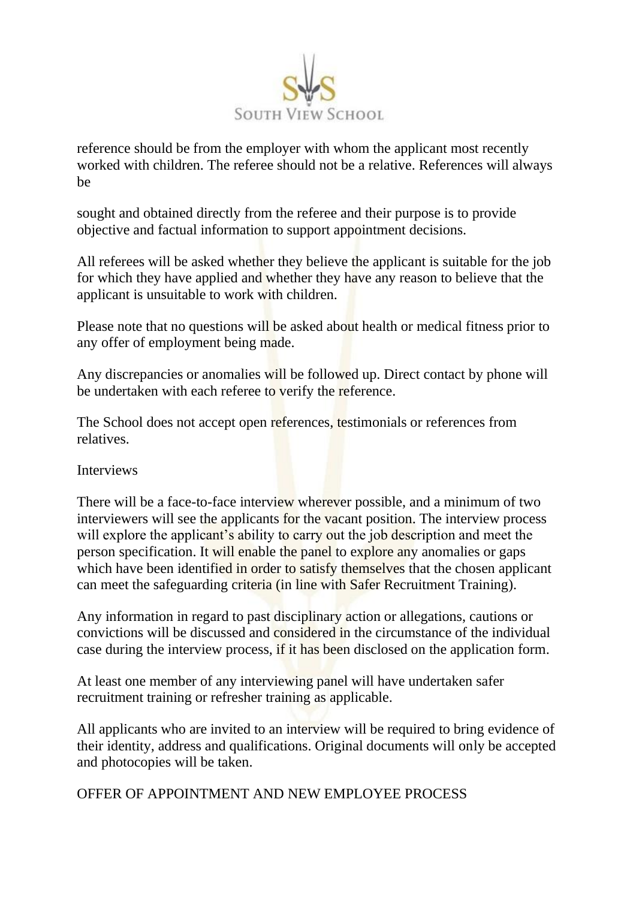reference should be from the employer with whom the applicant most recently worked with children. The referee should not be a relative. References will always be

sought and obtained directly from the referee and their purpose is to provide objective and factual information to support appointment decisions.

All referees will be asked whether they believe the applicant is suitable for the job for which they have applied and whether they have any reason to believe that the applicant is unsuitable to work with children.

Please note that no questions will be asked about health or medical fitness prior to any offer of employment being made.

Any discrepancies or anomalies will be followed up. Direct contact by phone will be undertaken with each referee to verify the reference.

The School does not accept open references, testimonials or references from relatives.

## Interviews

There will be a face-to-face interview wherever possible, and a minimum of two interviewers will see the applicants for the vacant position. The interview process will explore the applicant's ability to carry out the job description and meet the person specification. It will enable the panel to explore any anomalies or gaps which have been identified in order to satisfy themselves that the chosen applicant can meet the safeguarding criteria (in line with Safer Recruitment Training).

Any information in regard to past disciplinary action or allegations, cautions or convictions will be discussed and considered in the circumstance of the individual case during the interview process, if it has been disclosed on the application form.

At least one member of any interviewing panel will have undertaken safer recruitment training or refresher training as applicable.

All applicants who are invited to an interview will be required to bring evidence of their identity, address and qualifications. Original documents will only be accepted and photocopies will be taken.

## OFFER OF APPOINTMENT AND NEW EMPLOYEE PROCESS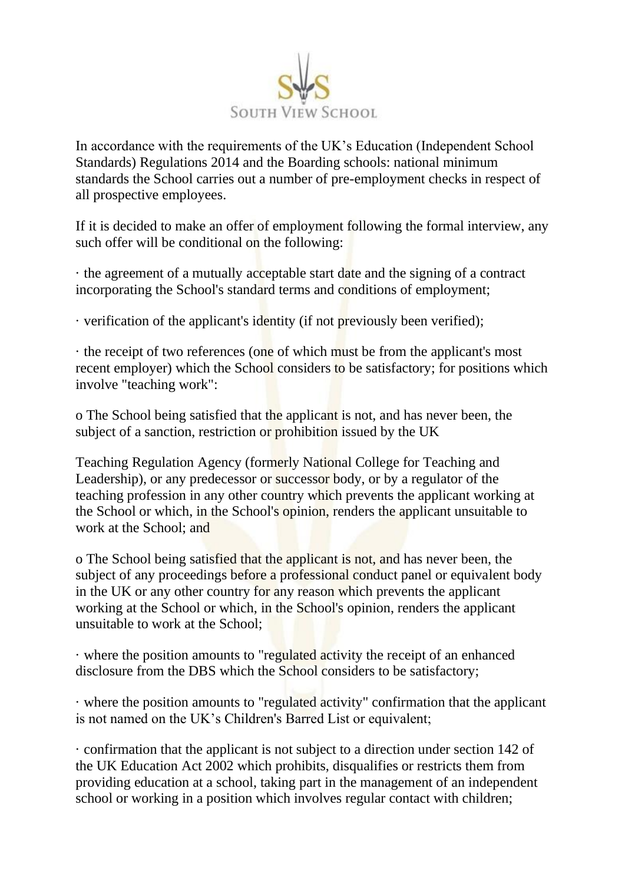In accordance with the requirements of the UK's Education (Independent School Standards) Regulations 2014 and the Boarding schools: national minimum standards the School carries out a number of pre-employment checks in respect of all prospective employees.

If it is decided to make an offer of employment following the formal interview, any such offer will be conditional on the following:

· the agreement of a mutually acceptable start date and the signing of a contract incorporating the School's standard terms and conditions of employment;

· verification of the applicant's identity (if not previously been verified);

· the receipt of two references (one of which must be from the applicant's most recent employer) which the School considers to be satisfactory; for positions which involve "teaching work":

o The School being satisfied that the applicant is not, and has never been, the subject of a sanction, restriction or prohibition issued by the UK

Teaching Regulation Agency (formerly National College for Teaching and Leadership), or any predecessor or successor body, or by a regulator of the teaching profession in any other country which prevents the applicant working at the School or which, in the School's opinion, renders the applicant unsuitable to work at the School; and

o The School being satisfied that the applicant is not, and has never been, the subject of any proceedings before a professional conduct panel or equivalent body in the UK or any other country for any reason which prevents the applicant working at the School or which, in the School's opinion, renders the applicant unsuitable to work at the School;

· where the position amounts to "regulated activity the receipt of an enhanced disclosure from the DBS which the School considers to be satisfactory;

· where the position amounts to "regulated activity" confirmation that the applicant is not named on the UK's Children's Barred List or equivalent;

· confirmation that the applicant is not subject to a direction under section 142 of the UK Education Act 2002 which prohibits, disqualifies or restricts them from providing education at a school, taking part in the management of an independent school or working in a position which involves regular contact with children;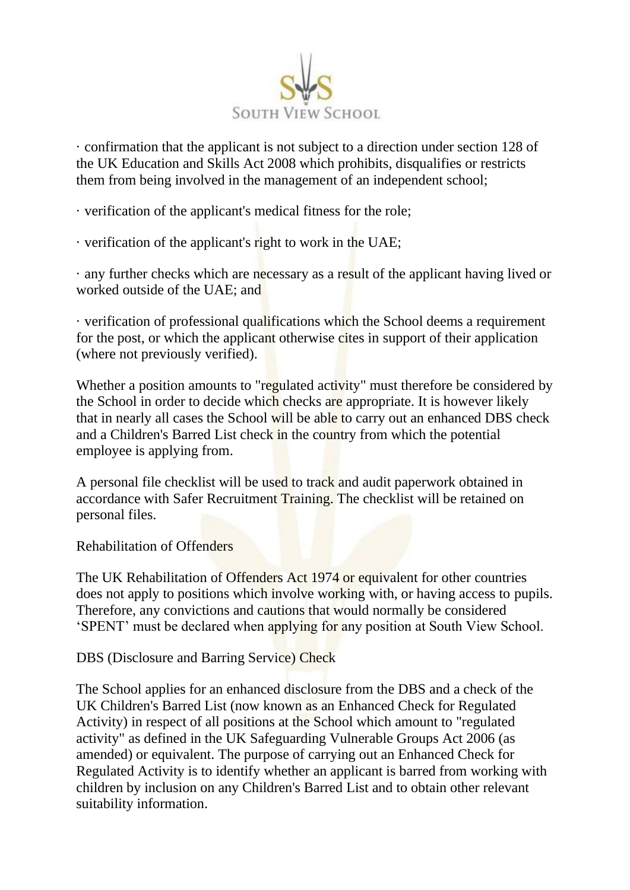- confirmation that the applicant is not subject to a direction under section 128 of the UK Education and Skills Act 2008 which prohibits, disqualifies or restricts them from being involved in the management of an independent school;
- verification of the applicant's medical fitness for the role;
- verification of the applicant's right to work in the UAE;
- any further checks which are necessary as a result of the applicant having lived or worked outside of the UAE; and
- verification of professional qualifications which the School deems a requirement for the post, or which the applicant otherwise cites in support of their application (where not previously verified).

Whether a position amounts to "regulated activity" must therefore be considered by the School in order to decide which checks are appropriate. It is however likely that in nearly all cases the School will be able to carry out an enhanced DBS check and a Children's Barred List check in the country from which the potential employee is applying from.

A personal file checklist will be used to track and audit paperwork obtained in accordance with Safer Recruitment Training. The checklist will be retained on personal files.

## Rehabilitation of Offenders

The UK Rehabilitation of Offenders Act 1974 or equivalent for other countries does not apply to positions which involve working with, or having access to pupils. Therefore, any convictions and cautions that would normally be considered 'SPENT' must be declared when applying for any position at South View School.

## DBS (Disclosure and Barring Service) Check

The School applies for an enhanced disclosure from the DBS and a check of the UK Children's Barred List (now known as an Enhanced Check for Regulated Activity) in respect of all positions at the School which amount to "regulated activity" as defined in the UK Safeguarding Vulnerable Groups Act 2006 (as amended) or equivalent. The purpose of carrying out an Enhanced Check for Regulated Activity is to identify whether an applicant is barred from working with children by inclusion on any Children's Barred List and to obtain other relevant suitability information.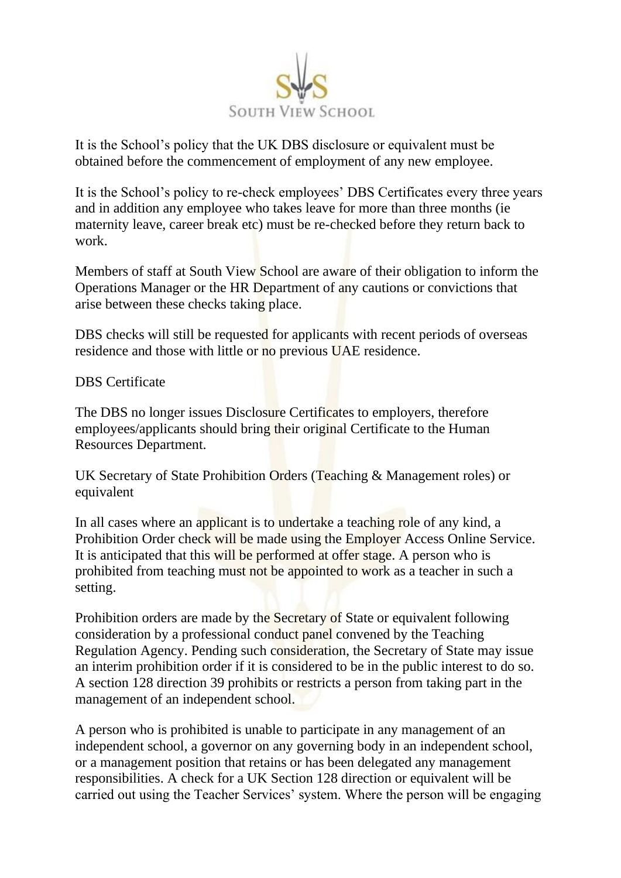It is the School's policy that the UK DBS disclosure or equivalent must be obtained before the commencement of employment of any new employee.

It is the School's policy to re-check employees' DBS Certificates every three years and in addition any employee who takes leave for more than three months (ie maternity leave, career break etc) must be re-checked before they return back to work.

Members of staff at South View School are aware of their obligation to inform the Operations Manager or the HR Department of any cautions or convictions that arise between these checks taking place.

DBS checks will still be requested for applicants with recent periods of overseas residence and those with little or no previous UAE residence.

DBS Certificate

The DBS no longer issues Disclosure Certificates to employers, therefore employees/applicants should bring their original Certificate to the Human Resources Department.

UK Secretary of State Prohibition Orders (Teaching & Management roles) or equivalent

In all cases where an applicant is to undertake a teaching role of any kind, a Prohibition Order check will be made using the Employer Access Online Service. It is anticipated that this will be performed at offer stage. A person who is prohibited from teaching must not be appointed to work as a teacher in such a setting.

Prohibition orders are made by the Secretary of State or equivalent following consideration by a professional conduct panel convened by the Teaching Regulation Agency. Pending such consideration, the Secretary of State may issue an interim prohibition order if it is considered to be in the public interest to do so. A section 128 direction 39 prohibits or restricts a person from taking part in the management of an independent school.

A person who is prohibited is unable to participate in any management of an independent school, a governor on any governing body in an independent school, or a management position that retains or has been delegated any management responsibilities. A check for a UK Section 128 direction or equivalent will be carried out using the Teacher Services' system. Where the person will be engaging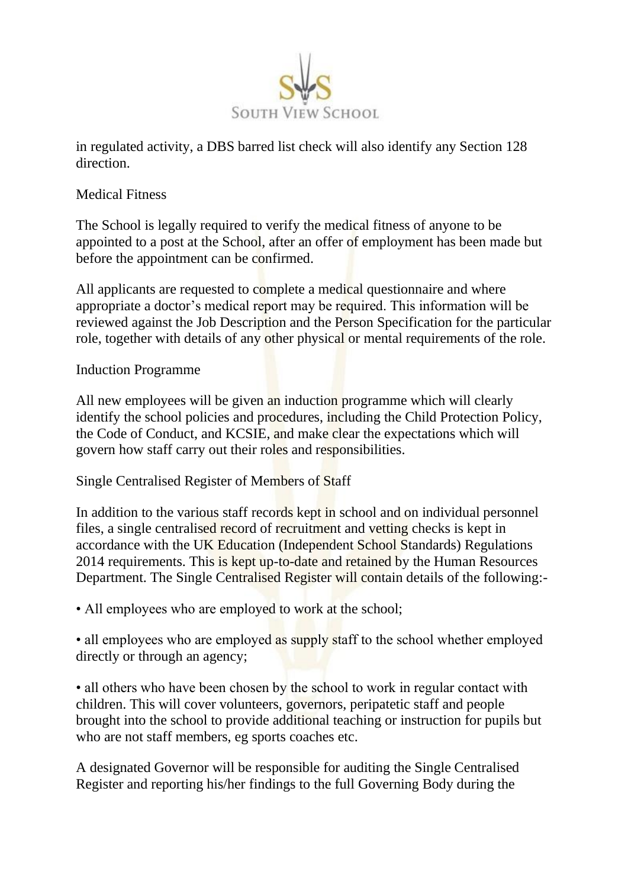in regulated activity, a DBS barred list check will also identify any Section 128 direction.

## Medical Fitness

The School is legally required to verify the medical fitness of anyone to be appointed to a post at the School, after an offer of employment has been made but before the appointment can be confirmed.

All applicants are requested to complete a medical questionnaire and where appropriate a doctor's medical report may be required. This information will be reviewed against the Job Description and the Person Specification for the particular role, together with details of any other physical or mental requirements of the role.

## Induction Programme

All new employees will be given an induction programme which will clearly identify the school policies and procedures, including the Child Protection Policy, the Code of Conduct, and KCSIE, and make clear the expectations which will govern how staff carry out their roles and responsibilities.

## Single Centralised Register of Members of Staff

In addition to the various staff records kept in school and on individual personnel files, a single centralised record of recruitment and vetting checks is kept in accordance with the UK Education (Independent School Standards) Regulations 2014 requirements. This is kept up-to-date and retained by the Human Resources Department. The Single Centralised Register will contain details of the following:-

- All employees who are employed to work at the school;
- all employees who are employed as supply staff to the school whether employed directly or through an agency;
- all others who have been chosen by the school to work in regular contact with children. This will cover volunteers, governors, peripatetic staff and people brought into the school to provide additional teaching or instruction for pupils but who are not staff members, eg sports coaches etc.

A designated Governor will be responsible for auditing the Single Centralised Register and reporting his/her findings to the full Governing Body during the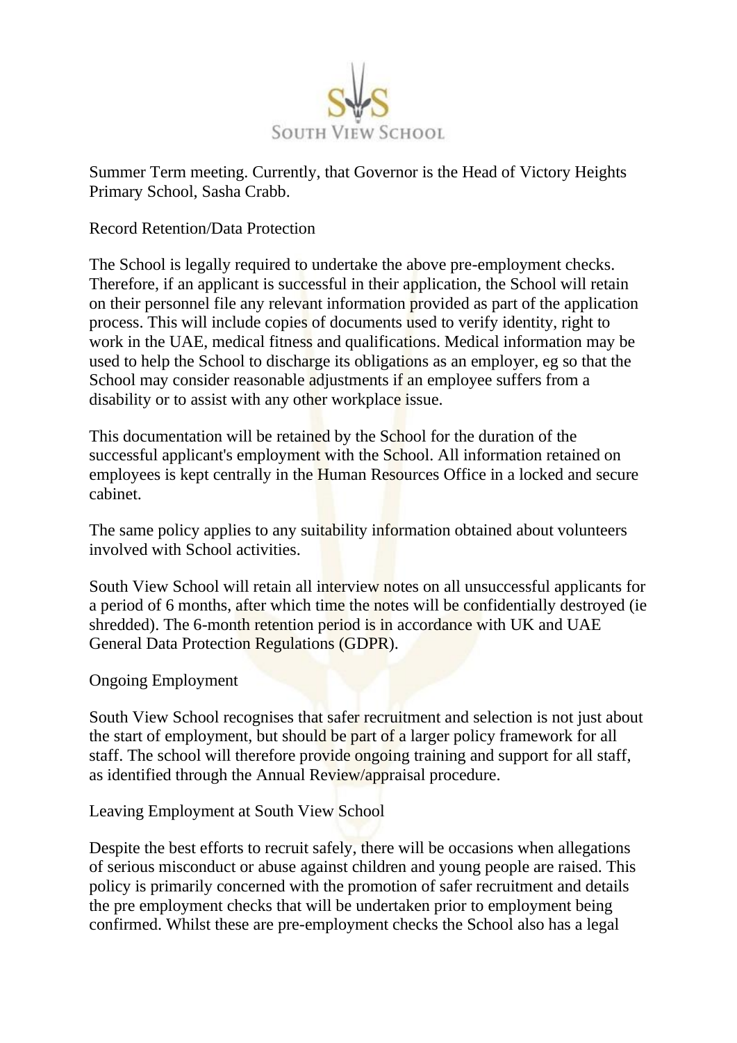Summer Term meeting. Currently, that Governor is the Head of Victory Heights Primary School, Sasha Crabb.

## Record Retention/Data Protection

The School is legally required to undertake the above pre-employment checks. Therefore, if an applicant is successful in their application, the School will retain on their personnel file any relevant information provided as part of the application process. This will include copies of documents used to verify identity, right to work in the UAE, medical fitness and qualifications. Medical information may be used to help the School to discharge its obligations as an employer, eg so that the School may consider reasonable adjustments if an employee suffers from a disability or to assist with any other workplace issue.

This documentation will be retained by the School for the duration of the successful applicant's employment with the School. All information retained on employees is kept centrally in the Human Resources Office in a locked and secure cabinet.

The same policy applies to any suitability information obtained about volunteers involved with School activities.

South View School will retain all interview notes on all unsuccessful applicants for a period of 6 months, after which time the notes will be confidentially destroyed (ie shredded). The 6-month retention period is in accordance with UK and UAE General Data Protection Regulations (GDPR).

## Ongoing Employment

South View School recognises that safer recruitment and selection is not just about the start of employment, but should be part of a larger policy framework for all staff. The school will therefore provide ongoing training and support for all staff, as identified through the Annual Review/appraisal procedure.

## Leaving Employment at South View School

Despite the best efforts to recruit safely, there will be occasions when allegations of serious misconduct or abuse against children and young people are raised. This policy is primarily concerned with the promotion of safer recruitment and details the pre employment checks that will be undertaken prior to employment being confirmed. Whilst these are pre-employment checks the School also has a legal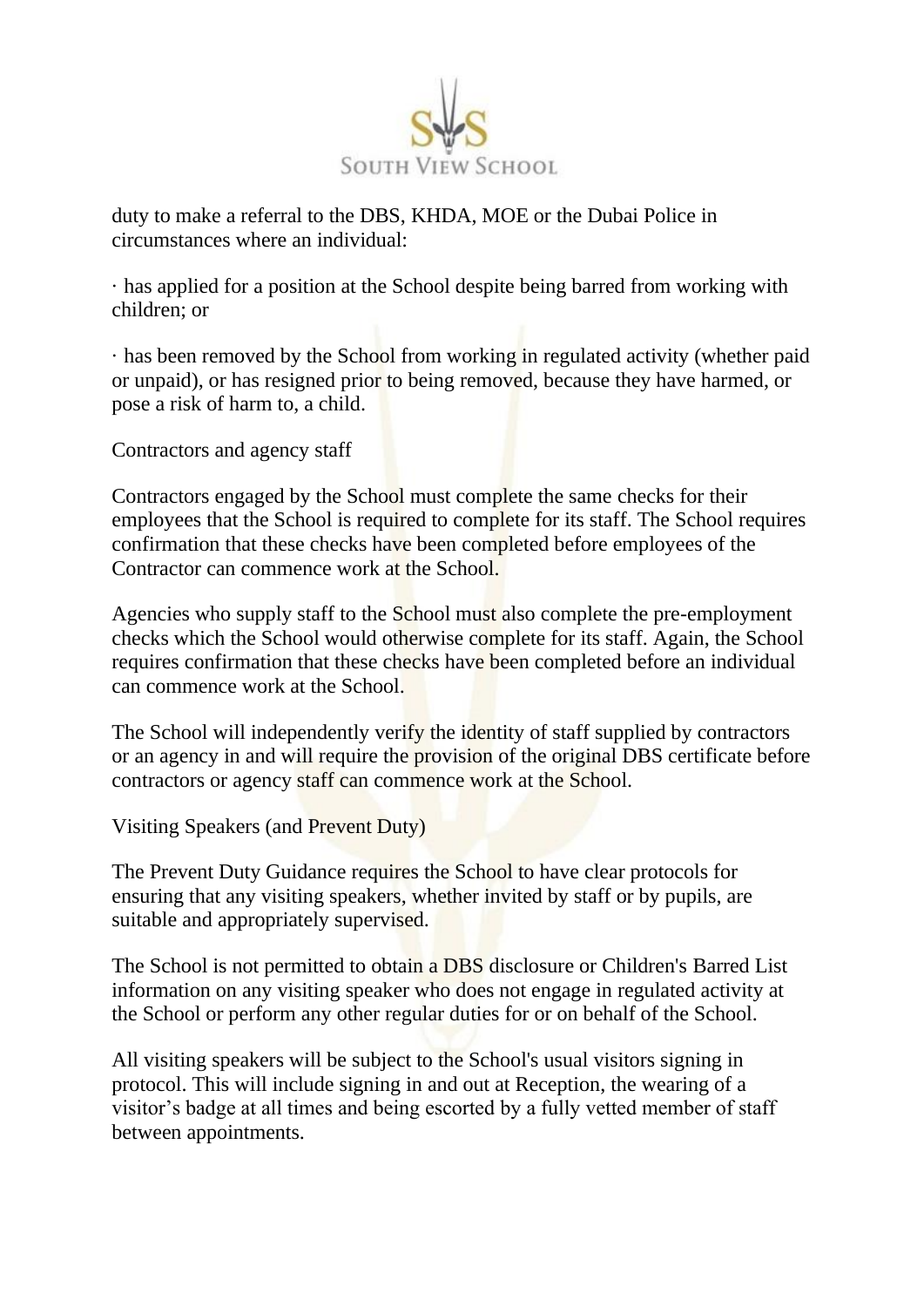duty to make a referral to the DBS, KHDA, MOE or the Dubai Police in circumstances where an individual:

· has applied for a position at the School despite being barred from working with children; or

· has been removed by the School from working in regulated activity (whether paid or unpaid), or has resigned prior to being removed, because they have harmed, or pose a risk of harm to, a child.

## Contractors and agency staff

Contractors engaged by the School must complete the same checks for their employees that the School is required to complete for its staff. The School requires confirmation that these checks have been completed before employees of the Contractor can commence work at the School.

Agencies who supply staff to the School must also complete the pre-employment checks which the School would otherwise complete for its staff. Again, the School requires confirmation that these checks have been completed before an individual can commence work at the School.

The School will independently verify the identity of staff supplied by contractors or an agency in and will require the provision of the original DBS certificate before contractors or agency staff can commence work at the School.

## Visiting Speakers (and Prevent Duty)

The Prevent Duty Guidance requires the School to have clear protocols for ensuring that any visiting speakers, whether invited by staff or by pupils, are suitable and appropriately supervised.

The School is not permitted to obtain a DBS disclosure or Children's Barred List information on any visiting speaker who does not engage in regulated activity at the School or perform any other regular duties for or on behalf of the School.

All visiting speakers will be subject to the School's usual visitors signing in protocol. This will include signing in and out at Reception, the wearing of a visitor's badge at all times and being escorted by a fully vetted member of staff between appointments.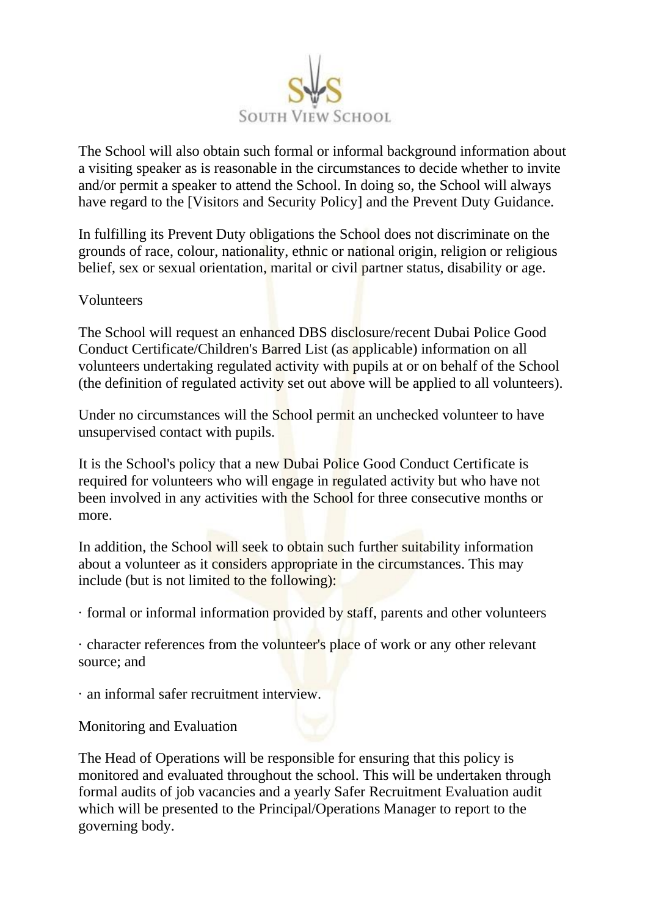The School will also obtain such formal or informal background information about a visiting speaker as is reasonable in the circumstances to decide whether to invite and/or permit a speaker to attend the School. In doing so, the School will always have regard to the [Visitors and Security Policy] and the Prevent Duty Guidance.

In fulfilling its Prevent Duty obligations the School does not discriminate on the grounds of race, colour, nationality, ethnic or national origin, religion or religious belief, sex or sexual orientation, marital or civil partner status, disability or age.

## Volunteers

The School will request an enhanced DBS disclosure/recent Dubai Police Good Conduct Certificate/Children's Barred List (as applicable) information on all volunteers undertaking regulated activity with pupils at or on behalf of the School (the definition of regulated activity set out above will be applied to all volunteers).

Under no circumstances will the School permit an unchecked volunteer to have unsupervised contact with pupils.

It is the School's policy that a new Dubai Police Good Conduct Certificate is required for volunteers who will engage in regulated activity but who have not been involved in any activities with the School for three consecutive months or more.

In addition, the School will seek to obtain such further suitability information about a volunteer as it considers appropriate in the circumstances. This may include (but is not limited to the following):

- formal or informal information provided by staff, parents and other volunteers
- character references from the volunteer's place of work or any other relevant source; and
- an informal safer recruitment interview.

## Monitoring and Evaluation

The Head of Operations will be responsible for ensuring that this policy is monitored and evaluated throughout the school. This will be undertaken through formal audits of job vacancies and a yearly Safer Recruitment Evaluation audit which will be presented to the Principal/Operations Manager to report to the governing body.